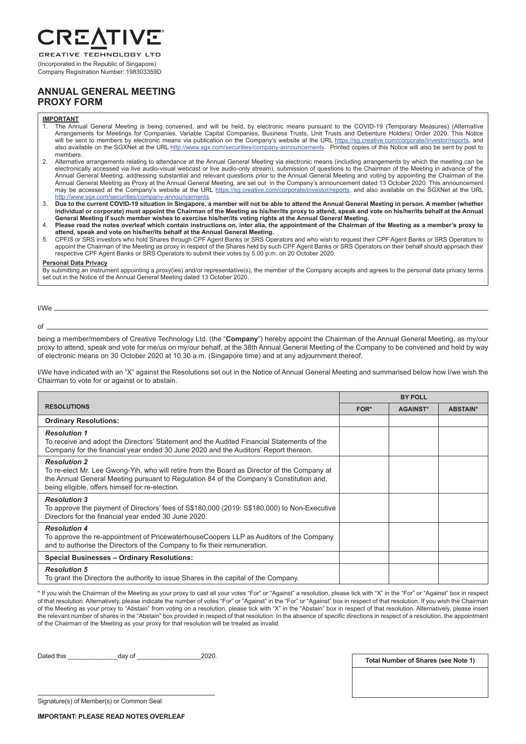# CREATIVE

CREATIVE TECHNOLOGY LTD

(Incorporated in the Republic of Singapore)
Company Registration Number: 198303359D

## ANNUAL GENERAL MEETING PROXY FORM

**IMPORTANT**

1. The Annual General Meeting is being convened, and will be held, by electronic means pursuant to the COVID-19 (Temporary Measures) (Alternative Arrangements for Meetings for Companies, Variable Capital Companies, Business Trusts, Unit Trusts and Debenture Holders) Order 2020. This Notice will be sent to members by electronic means via publication on the Company's website at the URL https://sg.creative.com/corporate/investor/reports, and also available on the SGXNet at the URL http://www.sgx.com/securities/company-announcements. Printed copies of this Notice will also be sent by post to members.
2. Alternative arrangements relating to attendance at the Annual General Meeting via electronic means (including arrangements by which the meeting can be electronically accessed via live audio-visual webcast or live audio-only stream), submission of questions to the Chairman of the Meeting in advance of the Annual General Meeting, addressing substantial and relevant questions prior to the Annual General Meeting and voting by appointing the Chairman of the Annual General Meeting as Proxy at the Annual General Meeting, are set out in the Company's announcement dated 13 October 2020. This announcement may be accessed at the Company's website at the URL https://sg.creative.com/corporate/investor/reports, and also available on the SGXNet at the URL http://www.sgx.com/securities/company-announcements.
3. **Due to the current COVID-19 situation in Singapore, a member will not be able to attend the Annual General Meeting in person. A member (whether individual or corporate) must appoint the Chairman of the Meeting as his/her/its proxy to attend, speak and vote on his/her/its behalf at the Annual General Meeting if such member wishes to exercise his/her/its voting rights at the Annual General Meeting.**
4. **Please read the notes overleaf which contain instructions on, inter alia, the appointment of the Chairman of the Meeting as a member's proxy to attend, speak and vote on his/her/its behalf at the Annual General Meeting.**
5. CPFIS or SRS investors who hold Shares through CPF Agent Banks or SRS Operators and who wish to request their CPF Agent Banks or SRS Operators to appoint the Chairman of the Meeting as proxy in respect of the Shares held by such CPF Agent Banks or SRS Operators on their behalf should approach their respective CPF Agent Banks or SRS Operators to submit their votes by 5.00 p.m. on 20 October 2020.

**Personal Data Privacy**

By submitting an instrument appointing a proxy(ies) and/or representative(s), the member of the Company accepts and agrees to the personal data privacy terms set out in the Notice of the Annual General Meeting dated 13 October 2020.

I/We ____________________________________________________________

of ____________________________________________________________

being a member/members of Creative Technology Ltd. (the "**Company**") hereby appoint the Chairman of the Annual General Meeting, as my/our proxy to attend, speak and vote for me/us on my/our behalf, at the 38th Annual General Meeting of the Company to be convened and held by way of electronic means on 30 October 2020 at 10.30 a.m. (Singapore time) and at any adjournment thereof.

I/We have indicated with an "X" against the Resolutions set out in the Notice of Annual General Meeting and summarised below how I/we wish the Chairman to vote for or against or to abstain.

| RESOLUTIONS | BY POLL | | |
|---|---|---|---|
| | FOR* | AGAINST* | ABSTAIN* |
| **Ordinary Resolutions:** | | | |
| ***Resolution 1*** To receive and adopt the Directors' Statement and the Audited Financial Statements of the Company for the financial year ended 30 June 2020 and the Auditors' Report thereon. | | | |
| ***Resolution 2*** To re-elect Mr. Lee Gwong-Yih, who will retire from the Board as Director of the Company at the Annual General Meeting pursuant to Regulation 84 of the Company's Constitution and, being eligible, offers himself for re-election. | | | |
| ***Resolution 3*** To approve the payment of Directors' fees of S$180,000 (2019: S$180,000) to Non-Executive Directors for the financial year ended 30 June 2020. | | | |
| ***Resolution 4*** To approve the re-appointment of PricewaterhouseCoopers LLP as Auditors of the Company and to authorise the Directors of the Company to fix their remuneration. | | | |
| **Special Businesses – Ordinary Resolutions:** | | | |
| ***Resolution 5*** To grant the Directors the authority to issue Shares in the capital of the Company. | | | |

\* If you wish the Chairman of the Meeting as your proxy to cast all your votes "For" or "Against" a resolution, please tick with "X" in the "For" or "Against" box in respect of that resolution. Alternatively, please indicate the number of votes "For" or "Against" in the "For" or "Against" box in respect of that resolution. If you wish the Chairman of the Meeting as your proxy to "Abstain" from voting on a resolution, please tick with "X" in the "Abstain" box in respect of that resolution. Alternatively, please insert the relevant number of shares in the "Abstain" box provided in respect of that resolution. In the absence of specific directions in respect of a resolution, the appointment of the Chairman of the Meeting as your proxy for that resolution will be treated as invalid.

Dated this ______________day of __________________2020.

| Total Number of Shares (see Note 1) |
|---|
| |

______________________________________

Signature(s) of Member(s) or Common Seal

**IMPORTANT: PLEASE READ NOTES OVERLEAF**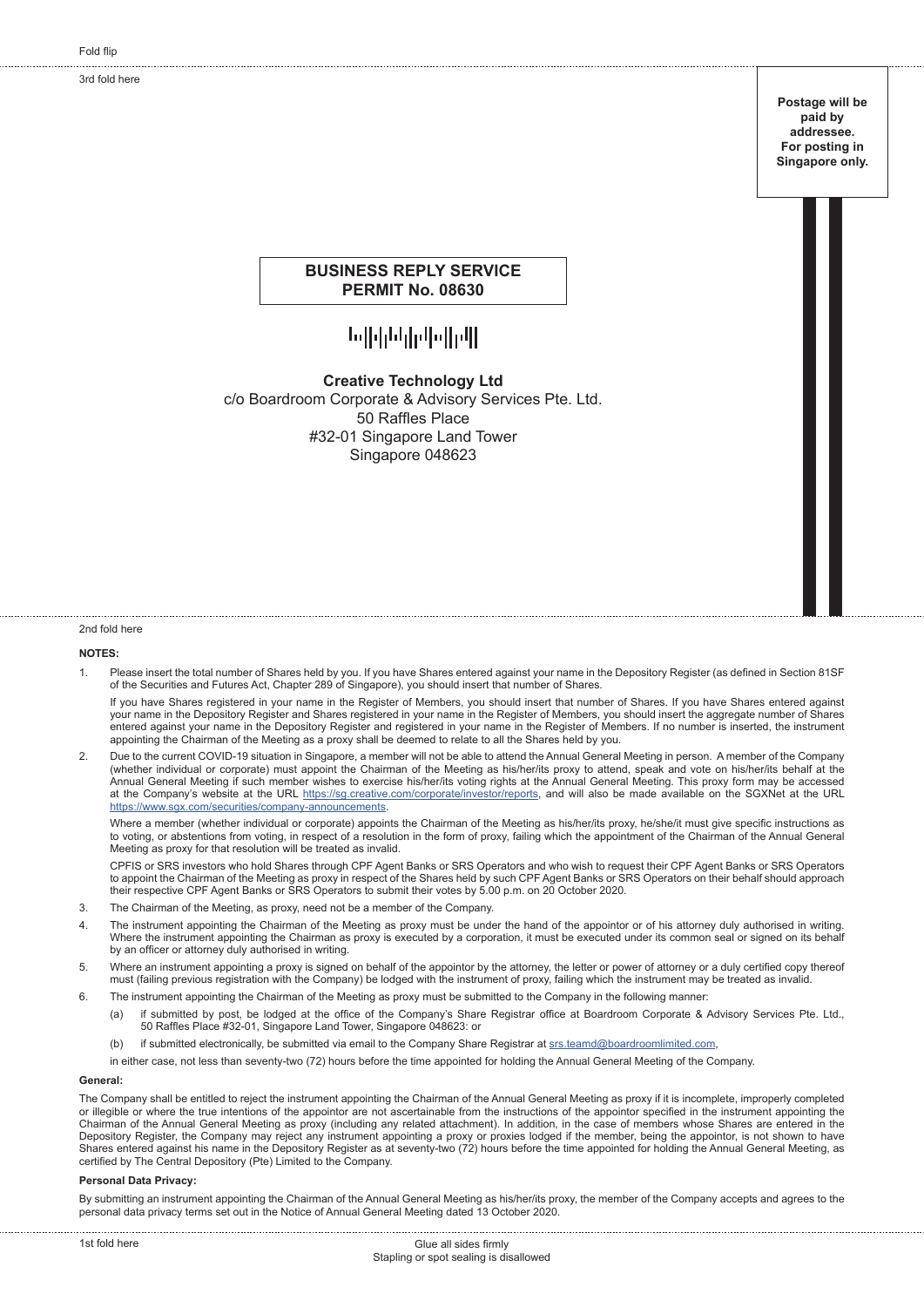Fold flip

3rd fold here

**Postage will be paid by addressee. For posting in Singapore only.**

**BUSINESS REPLY SERVICE**
**PERMIT No. 08630**

**Creative Technology Ltd**
c/o Boardroom Corporate & Advisory Services Pte. Ltd.
50 Raffles Place
#32-01 Singapore Land Tower
Singapore 048623

2nd fold here

**NOTES:**

1. Please insert the total number of Shares held by you. If you have Shares entered against your name in the Depository Register (as defined in Section 81SF of the Securities and Futures Act, Chapter 289 of Singapore), you should insert that number of Shares.

   If you have Shares registered in your name in the Register of Members, you should insert that number of Shares. If you have Shares entered against your name in the Depository Register and Shares registered in your name in the Register of Members, you should insert the aggregate number of Shares entered against your name in the Depository Register and registered in your name in the Register of Members. If no number is inserted, the instrument appointing the Chairman of the Meeting as a proxy shall be deemed to relate to all the Shares held by you.

2. Due to the current COVID-19 situation in Singapore, a member will not be able to attend the Annual General Meeting in person. A member of the Company (whether individual or corporate) must appoint the Chairman of the Meeting as his/her/its proxy to attend, speak and vote on his/her/its behalf at the Annual General Meeting if such member wishes to exercise his/her/its voting rights at the Annual General Meeting. This proxy form may be accessed at the Company's website at the URL https://sg.creative.com/corporate/investor/reports, and will also be made available on the SGXNet at the URL https://www.sgx.com/securities/company-announcements.

   Where a member (whether individual or corporate) appoints the Chairman of the Meeting as his/her/its proxy, he/she/it must give specific instructions as to voting, or abstentions from voting, in respect of a resolution in the form of proxy, failing which the appointment of the Chairman of the Annual General Meeting as proxy for that resolution will be treated as invalid.

   CPFIS or SRS investors who hold Shares through CPF Agent Banks or SRS Operators and who wish to request their CPF Agent Banks or SRS Operators to appoint the Chairman of the Meeting as proxy in respect of the Shares held by such CPF Agent Banks or SRS Operators on their behalf should approach their respective CPF Agent Banks or SRS Operators to submit their votes by 5.00 p.m. on 20 October 2020.

3. The Chairman of the Meeting, as proxy, need not be a member of the Company.

4. The instrument appointing the Chairman of the Meeting as proxy must be under the hand of the appointor or of his attorney duly authorised in writing. Where the instrument appointing the Chairman as proxy is executed by a corporation, it must be executed under its common seal or signed on its behalf by an officer or attorney duly authorised in writing.

5. Where an instrument appointing a proxy is signed on behalf of the appointor by the attorney, the letter or power of attorney or a duly certified copy thereof must (failing previous registration with the Company) be lodged with the instrument of proxy, failing which the instrument may be treated as invalid.

6. The instrument appointing the Chairman of the Meeting as proxy must be submitted to the Company in the following manner:

   (a) if submitted by post, be lodged at the office of the Company's Share Registrar office at Boardroom Corporate & Advisory Services Pte. Ltd., 50 Raffles Place #32-01, Singapore Land Tower, Singapore 048623: or

   (b) if submitted electronically, be submitted via email to the Company Share Registrar at srs.teamd@boardroomlimited.com,

   in either case, not less than seventy-two (72) hours before the time appointed for holding the Annual General Meeting of the Company.

**General:**

The Company shall be entitled to reject the instrument appointing the Chairman of the Annual General Meeting as proxy if it is incomplete, improperly completed or illegible or where the true intentions of the appointor are not ascertainable from the instructions of the appointor specified in the instrument appointing the Chairman of the Annual General Meeting as proxy (including any related attachment). In addition, in the case of members whose Shares are entered in the Depository Register, the Company may reject any instrument appointing a proxy or proxies lodged if the member, being the appointor, is not shown to have Shares entered against his name in the Depository Register as at seventy-two (72) hours before the time appointed for holding the Annual General Meeting, as certified by The Central Depository (Pte) Limited to the Company.

**Personal Data Privacy:**

By submitting an instrument appointing the Chairman of the Annual General Meeting as his/her/its proxy, the member of the Company accepts and agrees to the personal data privacy terms set out in the Notice of Annual General Meeting dated 13 October 2020.

1st fold here

Glue all sides firmly
Stapling or spot sealing is disallowed